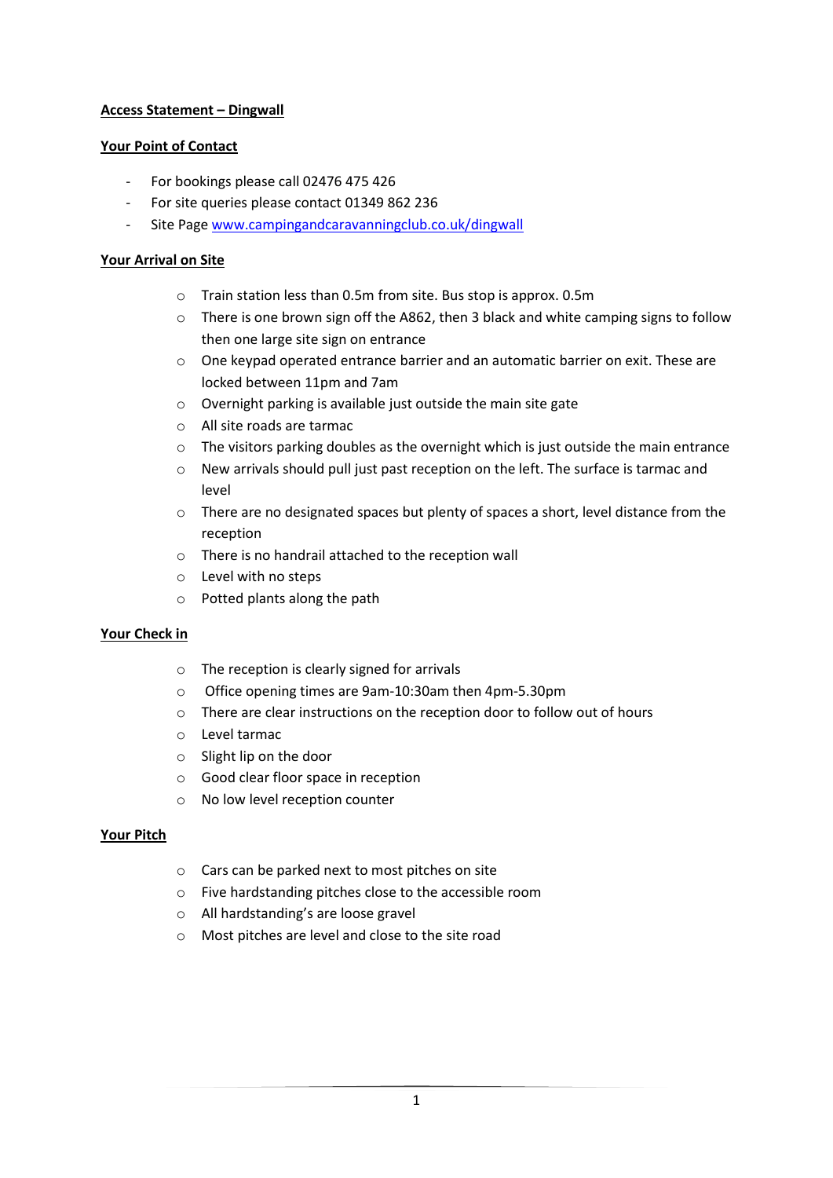**Access Statement – Dingwall**

**Your Point of Contact**

- For bookings please call 02476 475 426
- For site queries please contact 01349 862 236
- Site Page [www.campingandcaravanningclub.co.uk/dingwall](http://www.campingandcaravanningclub.co.uk/dingwall)

**Your Arrival on Site**

- Train station less than 0.5m from site. Bus stop is approx. 0.5m
- There is one brown sign off the A862, then 3 black and white camping signs to follow then one large site sign on entrance
- One keypad operated entrance barrier and an automatic barrier on exit. These are locked between 11pm and 7am
- Overnight parking is available just outside the main site gate
- All site roads are tarmac
- The visitors parking doubles as the overnight which is just outside the main entrance
- New arrivals should pull just past reception on the left. The surface is tarmac and level
- There are no designated spaces but plenty of spaces a short, level distance from the reception
- There is no handrail attached to the reception wall
- Level with no steps
- Potted plants along the path

**Your Check in**

- The reception is clearly signed for arrivals
- Office opening times are 9am-10:30am then 4pm-5.30pm
- There are clear instructions on the reception door to follow out of hours
- Level tarmac
- Slight lip on the door
- Good clear floor space in reception
- No low level reception counter

**Your Pitch**

- Cars can be parked next to most pitches on site
- Five hardstanding pitches close to the accessible room
- All hardstanding's are loose gravel
- Most pitches are level and close to the site road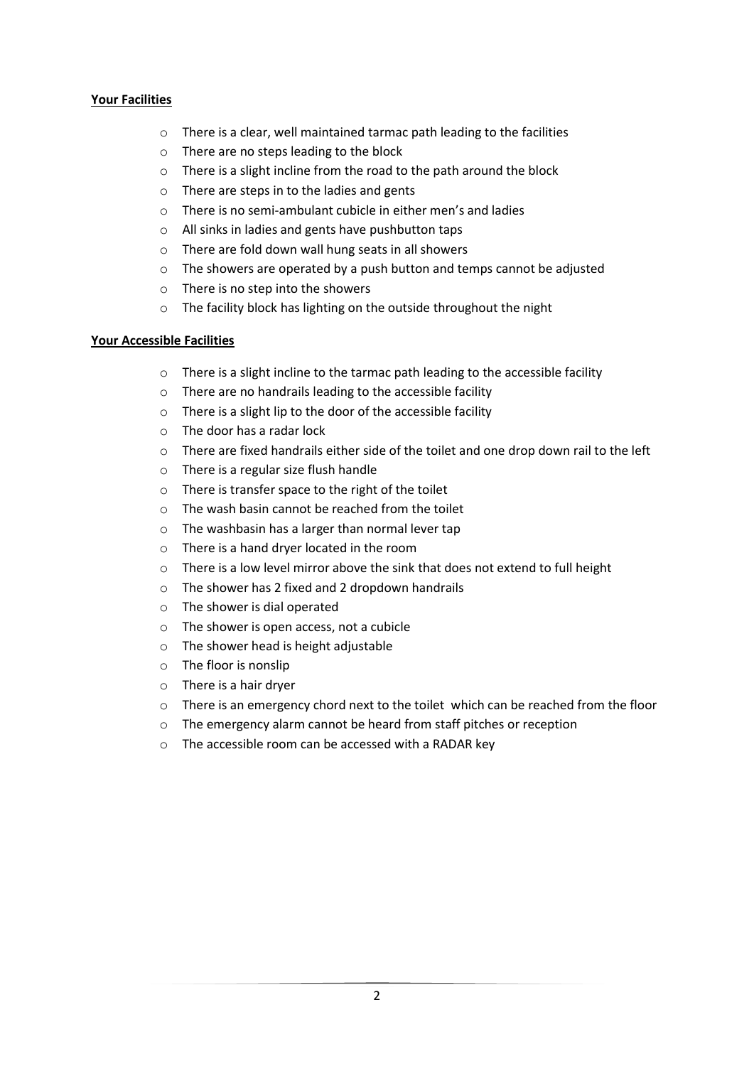**Your Facilities**

- There is a clear, well maintained tarmac path leading to the facilities
- There are no steps leading to the block
- There is a slight incline from the road to the path around the block
- There are steps in to the ladies and gents
- There is no semi-ambulant cubicle in either men's and ladies
- All sinks in ladies and gents have pushbutton taps
- There are fold down wall hung seats in all showers
- The showers are operated by a push button and temps cannot be adjusted
- There is no step into the showers
- The facility block has lighting on the outside throughout the night

**Your Accessible Facilities**

- There is a slight incline to the tarmac path leading to the accessible facility
- There are no handrails leading to the accessible facility
- There is a slight lip to the door of the accessible facility
- The door has a radar lock
- There are fixed handrails either side of the toilet and one drop down rail to the left
- There is a regular size flush handle
- There is transfer space to the right of the toilet
- The wash basin cannot be reached from the toilet
- The washbasin has a larger than normal lever tap
- There is a hand dryer located in the room
- There is a low level mirror above the sink that does not extend to full height
- The shower has 2 fixed and 2 dropdown handrails
- The shower is dial operated
- The shower is open access, not a cubicle
- The shower head is height adjustable
- The floor is nonslip
- There is a hair dryer
- There is an emergency chord next to the toilet which can be reached from the floor
- The emergency alarm cannot be heard from staff pitches or reception
- The accessible room can be accessed with a RADAR key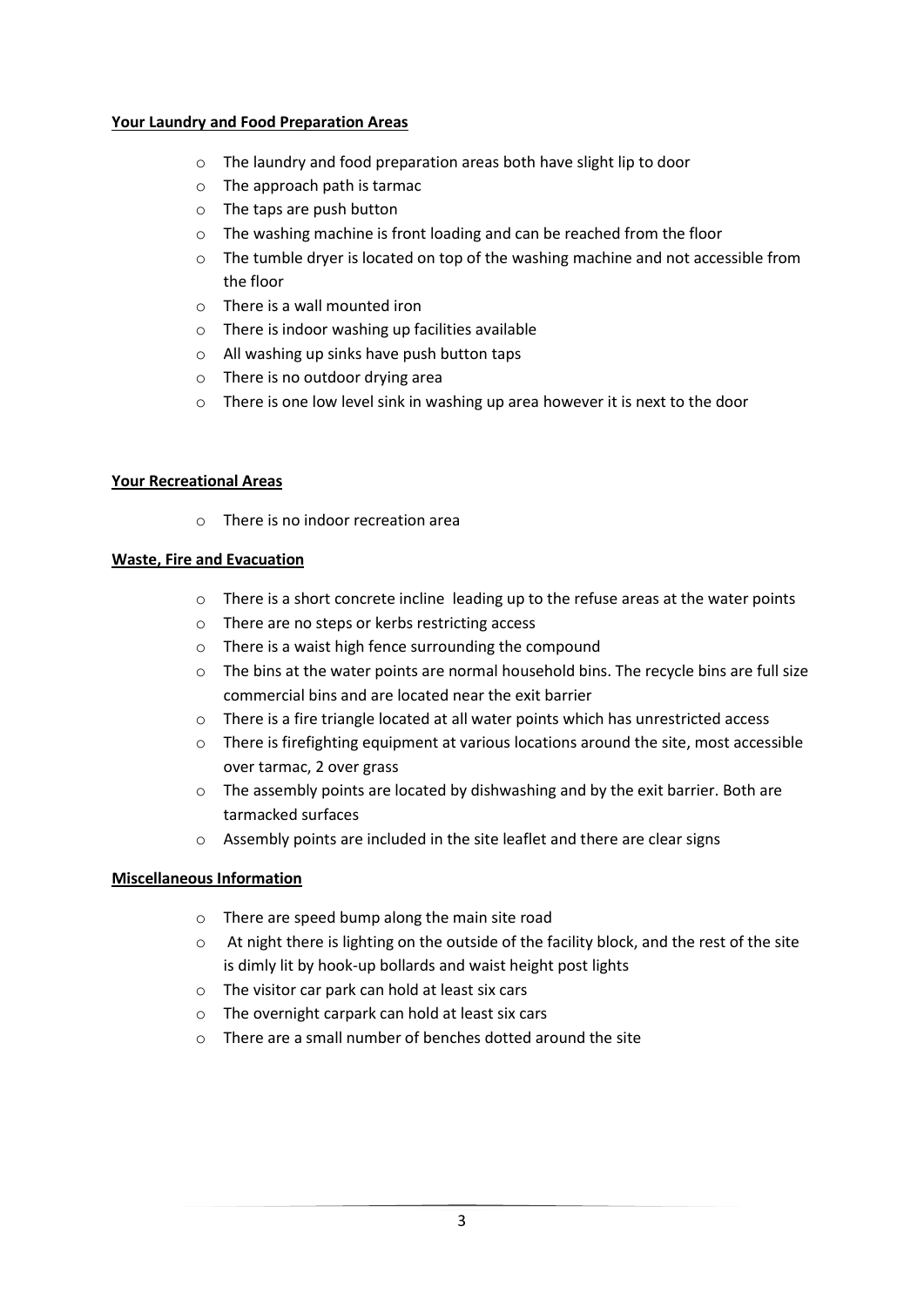**Your Laundry and Food Preparation Areas**

- The laundry and food preparation areas both have slight lip to door
- The approach path is tarmac
- The taps are push button
- The washing machine is front loading and can be reached from the floor
- The tumble dryer is located on top of the washing machine and not accessible from the floor
- There is a wall mounted iron
- There is indoor washing up facilities available
- All washing up sinks have push button taps
- There is no outdoor drying area
- There is one low level sink in washing up area however it is next to the door

**Your Recreational Areas**

- There is no indoor recreation area

**Waste, Fire and Evacuation**

- There is a short concrete incline leading up to the refuse areas at the water points
- There are no steps or kerbs restricting access
- There is a waist high fence surrounding the compound
- The bins at the water points are normal household bins. The recycle bins are full size commercial bins and are located near the exit barrier
- There is a fire triangle located at all water points which has unrestricted access
- There is firefighting equipment at various locations around the site, most accessible over tarmac, 2 over grass
- The assembly points are located by dishwashing and by the exit barrier. Both are tarmacked surfaces
- Assembly points are included in the site leaflet and there are clear signs

**Miscellaneous Information**

- There are speed bump along the main site road
- At night there is lighting on the outside of the facility block, and the rest of the site is dimly lit by hook-up bollards and waist height post lights
- The visitor car park can hold at least six cars
- The overnight carpark can hold at least six cars
- There are a small number of benches dotted around the site